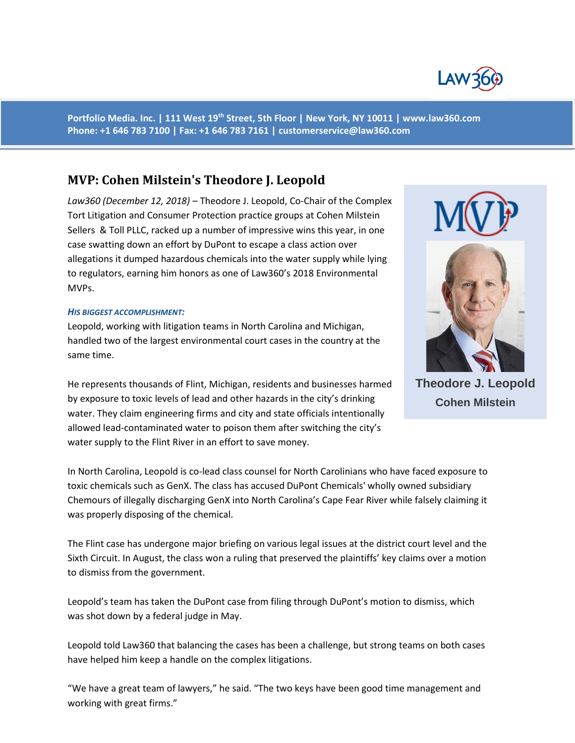Portfolio Media. Inc. | 111 West 19th Street, 5th Floor | New York, NY 10011 | www.law360.com
Phone: +1 646 783 7100 | Fax: +1 646 783 7161 | customerservice@law360.com

# MVP: Cohen Milstein's Theodore J. Leopold

Theodore J. Leopold
Cohen Milstein

*Law360 (December 12, 2018)* – Theodore J. Leopold, Co-Chair of the Complex Tort Litigation and Consumer Protection practice groups at Cohen Milstein Sellers & Toll PLLC, racked up a number of impressive wins this year, in one case swatting down an effort by DuPont to escape a class action over allegations it dumped hazardous chemicals into the water supply while lying to regulators, earning him honors as one of Law360's 2018 Environmental MVPs.

***HIS BIGGEST ACCOMPLISHMENT:***

Leopold, working with litigation teams in North Carolina and Michigan, handled two of the largest environmental court cases in the country at the same time.

He represents thousands of Flint, Michigan, residents and businesses harmed by exposure to toxic levels of lead and other hazards in the city's drinking water. They claim engineering firms and city and state officials intentionally allowed lead-contaminated water to poison them after switching the city's water supply to the Flint River in an effort to save money.

In North Carolina, Leopold is co-lead class counsel for North Carolinians who have faced exposure to toxic chemicals such as GenX. The class has accused DuPont Chemicals' wholly owned subsidiary Chemours of illegally discharging GenX into North Carolina's Cape Fear River while falsely claiming it was properly disposing of the chemical.

The Flint case has undergone major briefing on various legal issues at the district court level and the Sixth Circuit. In August, the class won a ruling that preserved the plaintiffs' key claims over a motion to dismiss from the government.

Leopold's team has taken the DuPont case from filing through DuPont's motion to dismiss, which was shot down by a federal judge in May.

Leopold told Law360 that balancing the cases has been a challenge, but strong teams on both cases have helped him keep a handle on the complex litigations.

"We have a great team of lawyers," he said. "The two keys have been good time management and working with great firms."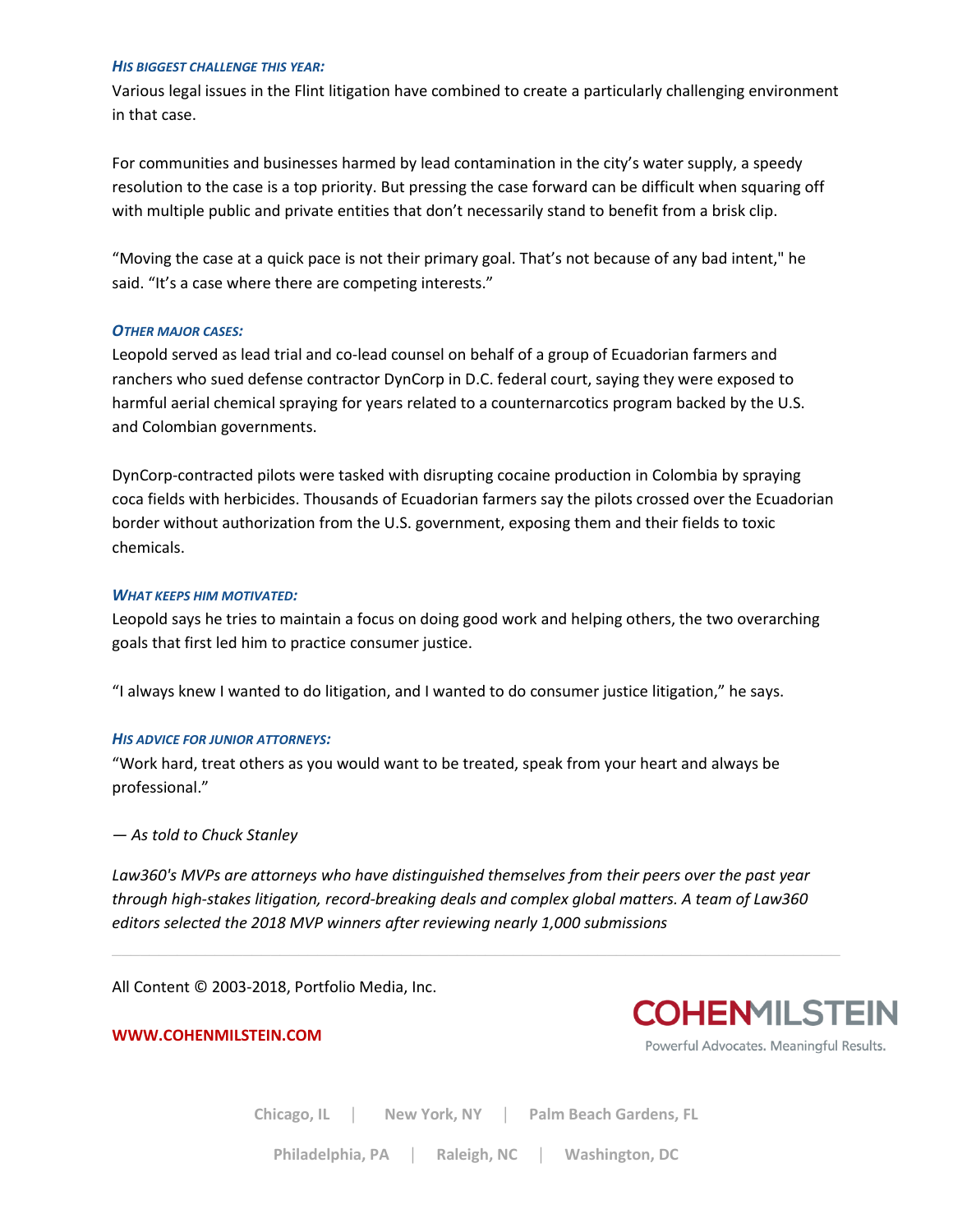### *HIS BIGGEST CHALLENGE THIS YEAR:*

Various legal issues in the Flint litigation have combined to create a particularly challenging environment in that case.

For communities and businesses harmed by lead contamination in the city's water supply, a speedy resolution to the case is a top priority. But pressing the case forward can be difficult when squaring off with multiple public and private entities that don't necessarily stand to benefit from a brisk clip.

"Moving the case at a quick pace is not their primary goal. That's not because of any bad intent," he said. "It's a case where there are competing interests."

### *OTHER MAJOR CASES:*

Leopold served as lead trial and co-lead counsel on behalf of a group of Ecuadorian farmers and ranchers who sued defense contractor DynCorp in D.C. federal court, saying they were exposed to harmful aerial chemical spraying for years related to a counternarcotics program backed by the U.S. and Colombian governments.

DynCorp-contracted pilots were tasked with disrupting cocaine production in Colombia by spraying coca fields with herbicides. Thousands of Ecuadorian farmers say the pilots crossed over the Ecuadorian border without authorization from the U.S. government, exposing them and their fields to toxic chemicals.

### *WHAT KEEPS HIM MOTIVATED:*

Leopold says he tries to maintain a focus on doing good work and helping others, the two overarching goals that first led him to practice consumer justice.

"I always knew I wanted to do litigation, and I wanted to do consumer justice litigation," he says.

### *HIS ADVICE FOR JUNIOR ATTORNEYS:*

"Work hard, treat others as you would want to be treated, speak from your heart and always be professional."

*— As told to Chuck Stanley*

*Law360's MVPs are attorneys who have distinguished themselves from their peers over the past year through high-stakes litigation, record-breaking deals and complex global matters. A team of Law360 editors selected the 2018 MVP winners after reviewing nearly 1,000 submissions*

---

All Content © 2003-2018, Portfolio Media, Inc.

**WWW.COHENMILSTEIN.COM**

**COHENMILSTEIN**
Powerful Advocates. Meaningful Results.

Chicago, IL | New York, NY | Palm Beach Gardens, FL
Philadelphia, PA | Raleigh, NC | Washington, DC